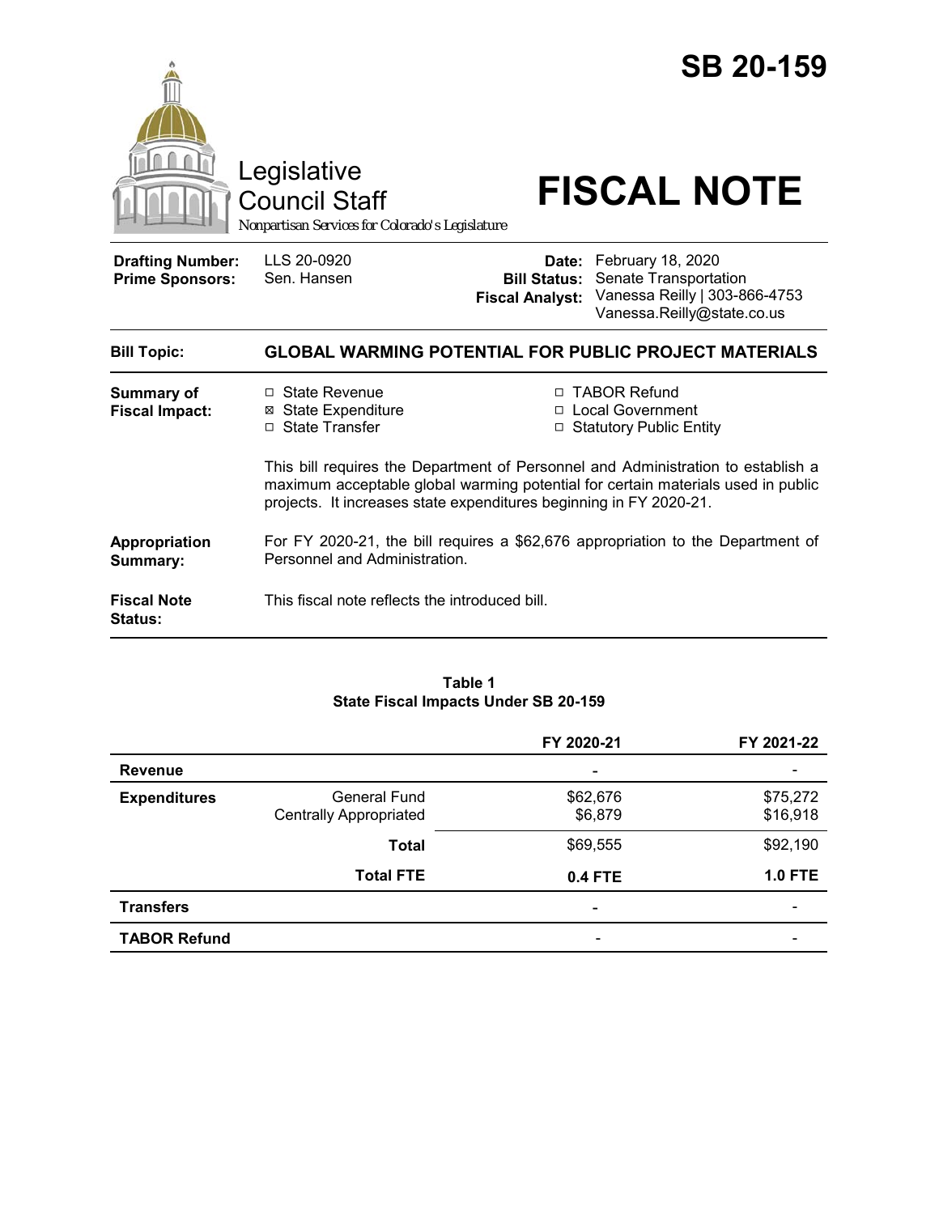# SB 20-159

Legislative Council Staff

*Nonpartisan Services for Colorado's Legislature*

# FISCAL NOTE

**Drafting Number:** LLS 20-0920
**Prime Sponsors:** Sen. Hansen

**Date:** February 18, 2020
**Bill Status:** Senate Transportation
**Fiscal Analyst:** Vanessa Reilly | 303-866-4753
Vanessa.Reilly@state.co.us

**Bill Topic:** **GLOBAL WARMING POTENTIAL FOR PUBLIC PROJECT MATERIALS**

**Summary of Fiscal Impact:**

☐ State Revenue
☒ State Expenditure
☐ State Transfer
☐ TABOR Refund
☐ Local Government
☐ Statutory Public Entity

This bill requires the Department of Personnel and Administration to establish a maximum acceptable global warming potential for certain materials used in public projects. It increases state expenditures beginning in FY 2020-21.

**Appropriation Summary:** For FY 2020-21, the bill requires a $62,676 appropriation to the Department of Personnel and Administration.

**Fiscal Note Status:** This fiscal note reflects the introduced bill.

**Table 1**
**State Fiscal Impacts Under SB 20-159**

| | | FY 2020-21 | FY 2021-22 |
|---|---|---|---|
| **Revenue** | | - | - |
| **Expenditures** | General Fund | $62,676 | $75,272 |
| | Centrally Appropriated | $6,879 | $16,918 |
| | **Total** | $69,555 | $92,190 |
| | **Total FTE** | **0.4 FTE** | **1.0 FTE** |
| **Transfers** | | - | - |
| **TABOR Refund** | | - | - |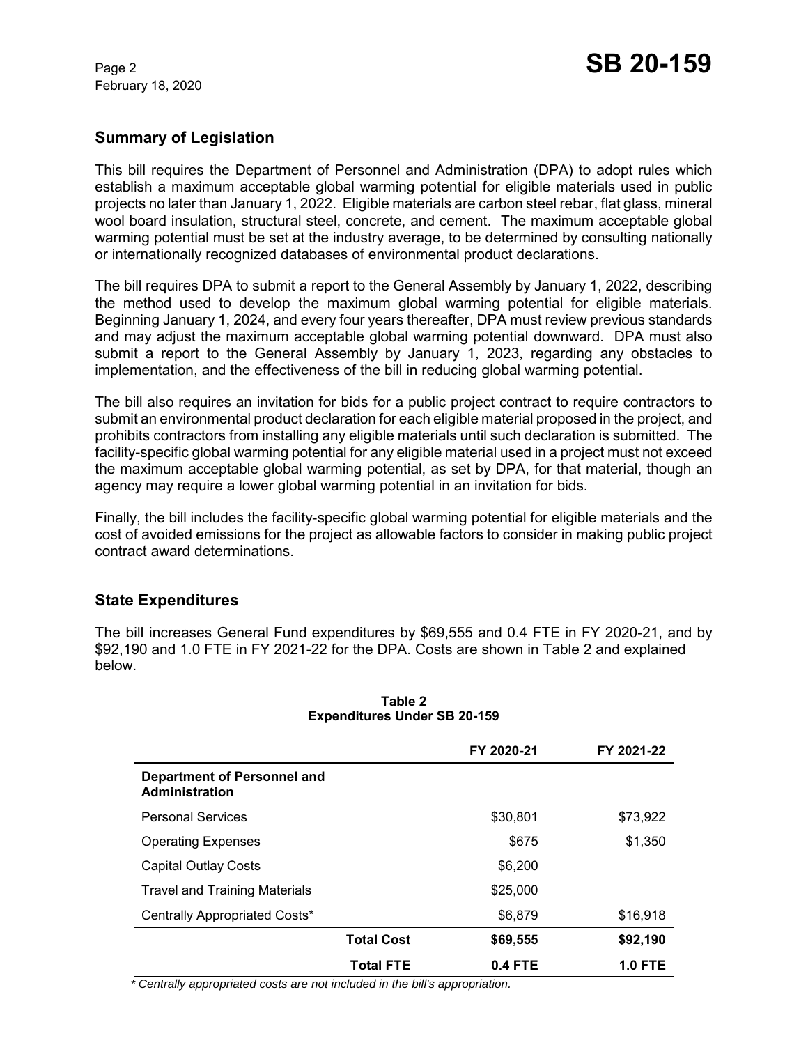## Summary of Legislation

This bill requires the Department of Personnel and Administration (DPA) to adopt rules which establish a maximum acceptable global warming potential for eligible materials used in public projects no later than January 1, 2022. Eligible materials are carbon steel rebar, flat glass, mineral wool board insulation, structural steel, concrete, and cement. The maximum acceptable global warming potential must be set at the industry average, to be determined by consulting nationally or internationally recognized databases of environmental product declarations.

The bill requires DPA to submit a report to the General Assembly by January 1, 2022, describing the method used to develop the maximum global warming potential for eligible materials. Beginning January 1, 2024, and every four years thereafter, DPA must review previous standards and may adjust the maximum acceptable global warming potential downward. DPA must also submit a report to the General Assembly by January 1, 2023, regarding any obstacles to implementation, and the effectiveness of the bill in reducing global warming potential.

The bill also requires an invitation for bids for a public project contract to require contractors to submit an environmental product declaration for each eligible material proposed in the project, and prohibits contractors from installing any eligible materials until such declaration is submitted. The facility-specific global warming potential for any eligible material used in a project must not exceed the maximum acceptable global warming potential, as set by DPA, for that material, though an agency may require a lower global warming potential in an invitation for bids.

Finally, the bill includes the facility-specific global warming potential for eligible materials and the cost of avoided emissions for the project as allowable factors to consider in making public project contract award determinations.

## State Expenditures

The bill increases General Fund expenditures by $69,555 and 0.4 FTE in FY 2020-21, and by $92,190 and 1.0 FTE in FY 2021-22 for the DPA. Costs are shown in Table 2 and explained below.

**Table 2**
**Expenditures Under SB 20-159**

| | FY 2020-21 | FY 2021-22 |
|---|---|---|
| **Department of Personnel and Administration** | | |
| Personal Services | $30,801 | $73,922 |
| Operating Expenses | $675 | $1,350 |
| Capital Outlay Costs | $6,200 | |
| Travel and Training Materials | $25,000 | |
| Centrally Appropriated Costs* | $6,879 | $16,918 |
| **Total Cost** | **$69,555** | **$92,190** |
| **Total FTE** | **0.4 FTE** | **1.0 FTE** |

*\* Centrally appropriated costs are not included in the bill's appropriation.*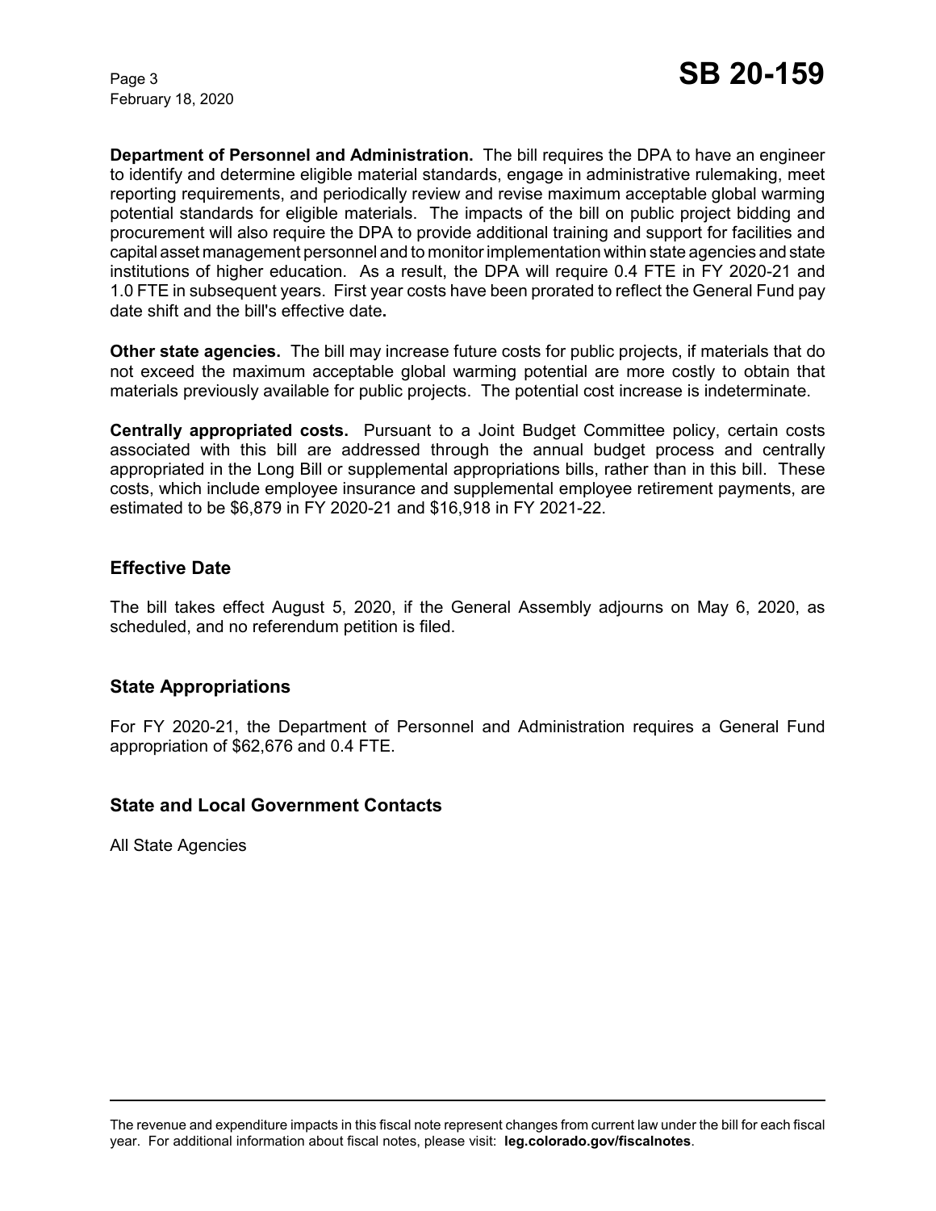**Department of Personnel and Administration.** The bill requires the DPA to have an engineer to identify and determine eligible material standards, engage in administrative rulemaking, meet reporting requirements, and periodically review and revise maximum acceptable global warming potential standards for eligible materials. The impacts of the bill on public project bidding and procurement will also require the DPA to provide additional training and support for facilities and capital asset management personnel and to monitor implementation within state agencies and state institutions of higher education. As a result, the DPA will require 0.4 FTE in FY 2020-21 and 1.0 FTE in subsequent years. First year costs have been prorated to reflect the General Fund pay date shift and the bill's effective date**.**

**Other state agencies.** The bill may increase future costs for public projects, if materials that do not exceed the maximum acceptable global warming potential are more costly to obtain that materials previously available for public projects. The potential cost increase is indeterminate.

**Centrally appropriated costs.** Pursuant to a Joint Budget Committee policy, certain costs associated with this bill are addressed through the annual budget process and centrally appropriated in the Long Bill or supplemental appropriations bills, rather than in this bill. These costs, which include employee insurance and supplemental employee retirement payments, are estimated to be $6,879 in FY 2020-21 and $16,918 in FY 2021-22.

## Effective Date

The bill takes effect August 5, 2020, if the General Assembly adjourns on May 6, 2020, as scheduled, and no referendum petition is filed.

## State Appropriations

For FY 2020-21, the Department of Personnel and Administration requires a General Fund appropriation of $62,676 and 0.4 FTE.

## State and Local Government Contacts

All State Agencies

The revenue and expenditure impacts in this fiscal note represent changes from current law under the bill for each fiscal year. For additional information about fiscal notes, please visit: **leg.colorado.gov/fiscalnotes**.